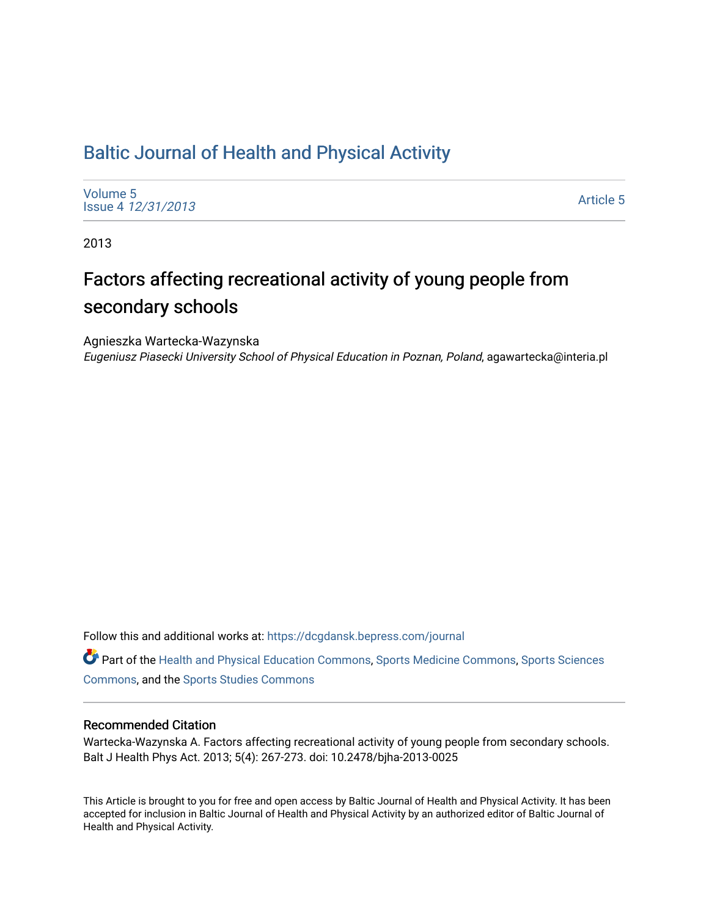# Baltic Journal of Health and Physical Activity

Volume 5
Issue 4 *12/31/2013*

Article 5

2013

## Factors affecting recreational activity of young people from secondary schools

Agnieszka Wartecka-Wazynska
*Eugeniusz Piasecki University School of Physical Education in Poznan, Poland*, agawartecka@interia.pl

Follow this and additional works at: https://dcgdansk.bepress.com/journal

Part of the Health and Physical Education Commons, Sports Medicine Commons, Sports Sciences Commons, and the Sports Studies Commons

### Recommended Citation

Wartecka-Wazynska A. Factors affecting recreational activity of young people from secondary schools. Balt J Health Phys Act. 2013; 5(4): 267-273. doi: 10.2478/bjha-2013-0025

This Article is brought to you for free and open access by Baltic Journal of Health and Physical Activity. It has been accepted for inclusion in Baltic Journal of Health and Physical Activity by an authorized editor of Baltic Journal of Health and Physical Activity.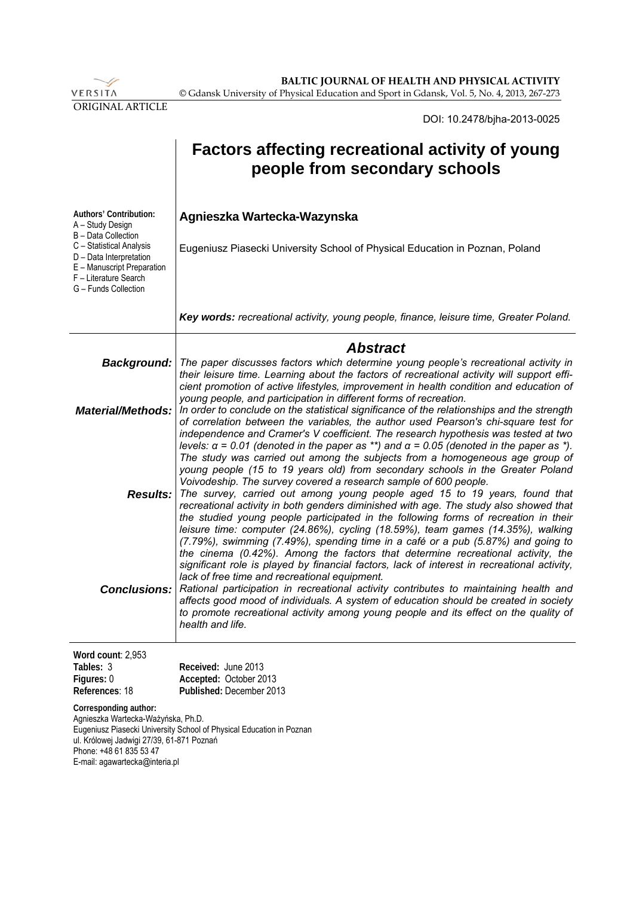ORIGINAL ARTICLE

DOI: 10.2478/bjha-2013-0025

# Factors affecting recreational activity of young people from secondary schools

**Authors' Contribution:**
A – Study Design
B – Data Collection
C – Statistical Analysis
D – Data Interpretation
E – Manuscript Preparation
F – Literature Search
G – Funds Collection

**Agnieszka Wartecka-Wazynska**

Eugeniusz Piasecki University School of Physical Education in Poznan, Poland

***Key words:*** *recreational activity, young people, finance, leisure time, Greater Poland.*

## Abstract

***Background:*** *The paper discusses factors which determine young people's recreational activity in their leisure time. Learning about the factors of recreational activity will support efficient promotion of active lifestyles, improvement in health condition and education of young people, and participation in different forms of recreation.*

***Material/Methods:*** *In order to conclude on the statistical significance of the relationships and the strength of correlation between the variables, the author used Pearson's chi-square test for independence and Cramer's V coefficient. The research hypothesis was tested at two levels: $\alpha = 0.01$ (denoted in the paper as \*\*) and $\alpha = 0.05$ (denoted in the paper as \*). The study was carried out among the subjects from a homogeneous age group of young people (15 to 19 years old) from secondary schools in the Greater Poland Voivodeship. The survey covered a research sample of 600 people.*

***Results:*** *The survey, carried out among young people aged 15 to 19 years, found that recreational activity in both genders diminished with age. The study also showed that the studied young people participated in the following forms of recreation in their leisure time: computer (24.86%), cycling (18.59%), team games (14.35%), walking (7.79%), swimming (7.49%), spending time in a café or a pub (5.87%) and going to the cinema (0.42%). Among the factors that determine recreational activity, the significant role is played by financial factors, lack of interest in recreational activity, lack of free time and recreational equipment.*

***Conclusions:*** *Rational participation in recreational activity contributes to maintaining health and affects good mood of individuals. A system of education should be created in society to promote recreational activity among young people and its effect on the quality of health and life.*

**Word count**: 2,953
**Tables:** 3
**Figures:** 0
**References**: 18

**Received:** June 2013
**Accepted:** October 2013
**Published:** December 2013

**Corresponding author:**
Agnieszka Wartecka-Ważyńska, Ph.D.
Eugeniusz Piasecki University School of Physical Education in Poznan
ul. Królowej Jadwigi 27/39, 61-871 Poznań
Phone: +48 61 835 53 47
E-mail: agawartecka@interia.pl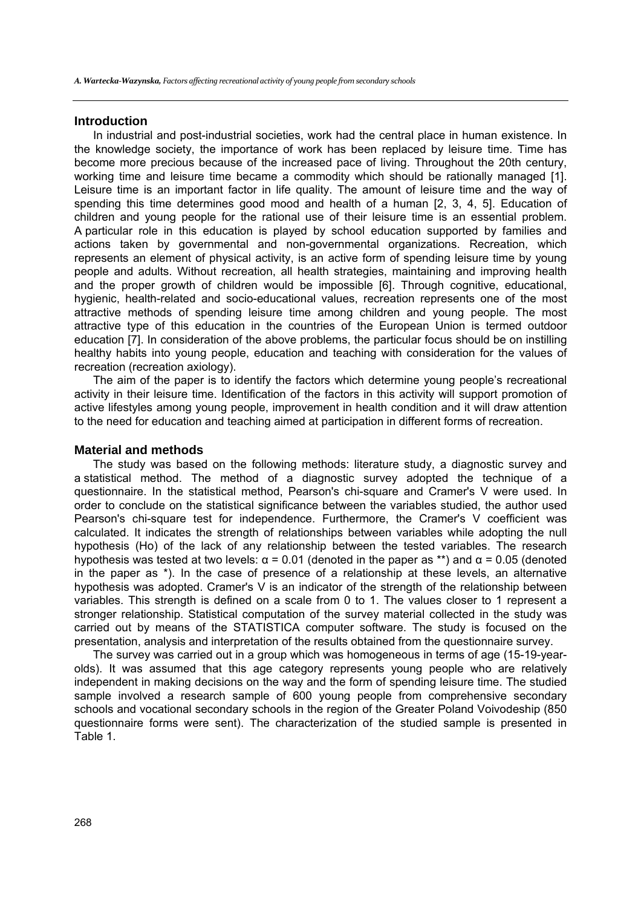## Introduction

In industrial and post-industrial societies, work had the central place in human existence. In the knowledge society, the importance of work has been replaced by leisure time. Time has become more precious because of the increased pace of living. Throughout the 20th century, working time and leisure time became a commodity which should be rationally managed [1]. Leisure time is an important factor in life quality. The amount of leisure time and the way of spending this time determines good mood and health of a human [2, 3, 4, 5]. Education of children and young people for the rational use of their leisure time is an essential problem. A particular role in this education is played by school education supported by families and actions taken by governmental and non-governmental organizations. Recreation, which represents an element of physical activity, is an active form of spending leisure time by young people and adults. Without recreation, all health strategies, maintaining and improving health and the proper growth of children would be impossible [6]. Through cognitive, educational, hygienic, health-related and socio-educational values, recreation represents one of the most attractive methods of spending leisure time among children and young people. The most attractive type of this education in the countries of the European Union is termed outdoor education [7]. In consideration of the above problems, the particular focus should be on instilling healthy habits into young people, education and teaching with consideration for the values of recreation (recreation axiology).

The aim of the paper is to identify the factors which determine young people's recreational activity in their leisure time. Identification of the factors in this activity will support promotion of active lifestyles among young people, improvement in health condition and it will draw attention to the need for education and teaching aimed at participation in different forms of recreation.

## Material and methods

The study was based on the following methods: literature study, a diagnostic survey and a statistical method. The method of a diagnostic survey adopted the technique of a questionnaire. In the statistical method, Pearson's chi-square and Cramer's V were used. In order to conclude on the statistical significance between the variables studied, the author used Pearson's chi-square test for independence. Furthermore, the Cramer's V coefficient was calculated. It indicates the strength of relationships between variables while adopting the null hypothesis (Ho) of the lack of any relationship between the tested variables. The research hypothesis was tested at two levels: $\alpha = 0.01$ (denoted in the paper as **) and $\alpha = 0.05$ (denoted in the paper as *). In the case of presence of a relationship at these levels, an alternative hypothesis was adopted. Cramer's V is an indicator of the strength of the relationship between variables. This strength is defined on a scale from 0 to 1. The values closer to 1 represent a stronger relationship. Statistical computation of the survey material collected in the study was carried out by means of the STATISTICA computer software. The study is focused on the presentation, analysis and interpretation of the results obtained from the questionnaire survey.

The survey was carried out in a group which was homogeneous in terms of age (15-19-year-olds). It was assumed that this age category represents young people who are relatively independent in making decisions on the way and the form of spending leisure time. The studied sample involved a research sample of 600 young people from comprehensive secondary schools and vocational secondary schools in the region of the Greater Poland Voivodeship (850 questionnaire forms were sent). The characterization of the studied sample is presented in Table 1.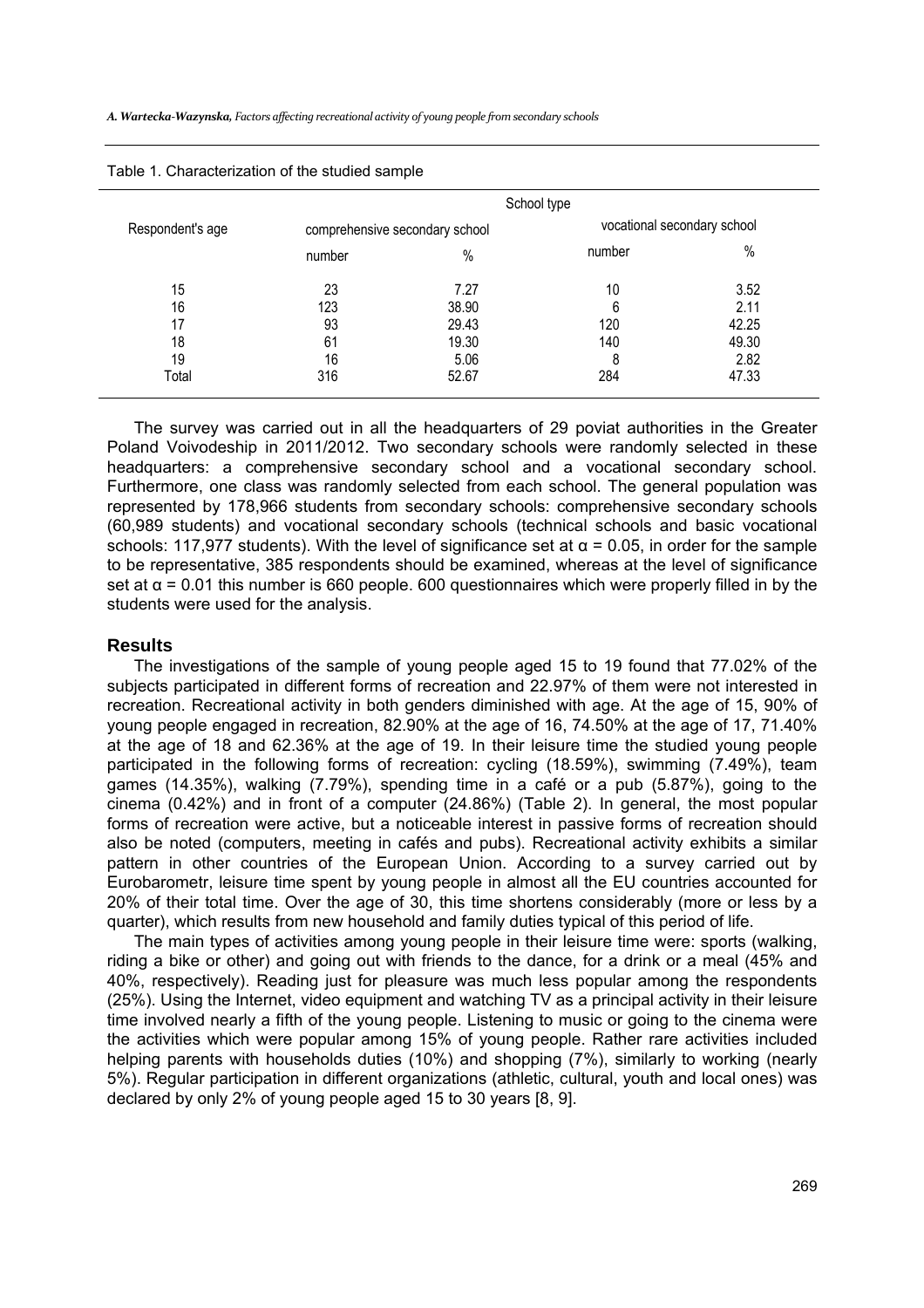Table 1. Characterization of the studied sample

| Respondent's age | School type | | | |
|---|---|---|---|---|
| | comprehensive secondary school | | vocational secondary school | |
| | number | % | number | % |
| 15 | 23 | 7.27 | 10 | 3.52 |
| 16 | 123 | 38.90 | 6 | 2.11 |
| 17 | 93 | 29.43 | 120 | 42.25 |
| 18 | 61 | 19.30 | 140 | 49.30 |
| 19 | 16 | 5.06 | 8 | 2.82 |
| Total | 316 | 52.67 | 284 | 47.33 |

The survey was carried out in all the headquarters of 29 poviat authorities in the Greater Poland Voivodeship in 2011/2012. Two secondary schools were randomly selected in these headquarters: a comprehensive secondary school and a vocational secondary school. Furthermore, one class was randomly selected from each school. The general population was represented by 178,966 students from secondary schools: comprehensive secondary schools (60,989 students) and vocational secondary schools (technical schools and basic vocational schools: 117,977 students). With the level of significance set at $\alpha = 0.05$, in order for the sample to be representative, 385 respondents should be examined, whereas at the level of significance set at $\alpha = 0.01$ this number is 660 people. 600 questionnaires which were properly filled in by the students were used for the analysis.

## Results

The investigations of the sample of young people aged 15 to 19 found that 77.02% of the subjects participated in different forms of recreation and 22.97% of them were not interested in recreation. Recreational activity in both genders diminished with age. At the age of 15, 90% of young people engaged in recreation, 82.90% at the age of 16, 74.50% at the age of 17, 71.40% at the age of 18 and 62.36% at the age of 19. In their leisure time the studied young people participated in the following forms of recreation: cycling (18.59%), swimming (7.49%), team games (14.35%), walking (7.79%), spending time in a café or a pub (5.87%), going to the cinema (0.42%) and in front of a computer (24.86%) (Table 2). In general, the most popular forms of recreation were active, but a noticeable interest in passive forms of recreation should also be noted (computers, meeting in cafés and pubs). Recreational activity exhibits a similar pattern in other countries of the European Union. According to a survey carried out by Eurobarometr, leisure time spent by young people in almost all the EU countries accounted for 20% of their total time. Over the age of 30, this time shortens considerably (more or less by a quarter), which results from new household and family duties typical of this period of life.

The main types of activities among young people in their leisure time were: sports (walking, riding a bike or other) and going out with friends to the dance, for a drink or a meal (45% and 40%, respectively). Reading just for pleasure was much less popular among the respondents (25%). Using the Internet, video equipment and watching TV as a principal activity in their leisure time involved nearly a fifth of the young people. Listening to music or going to the cinema were the activities which were popular among 15% of young people. Rather rare activities included helping parents with households duties (10%) and shopping (7%), similarly to working (nearly 5%). Regular participation in different organizations (athletic, cultural, youth and local ones) was declared by only 2% of young people aged 15 to 30 years [8, 9].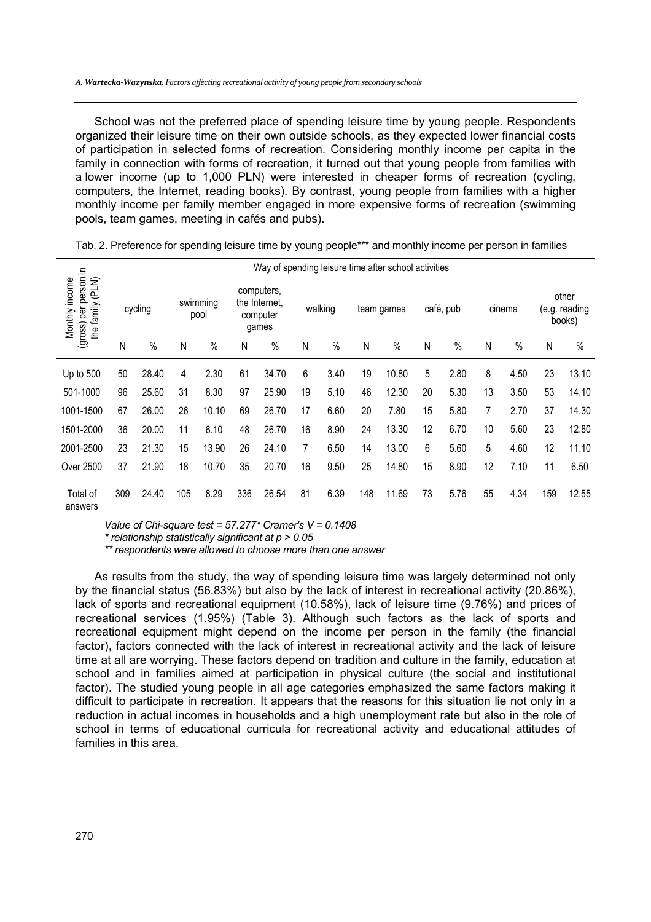School was not the preferred place of spending leisure time by young people. Respondents organized their leisure time on their own outside schools, as they expected lower financial costs of participation in selected forms of recreation. Considering monthly income per capita in the family in connection with forms of recreation, it turned out that young people from families with a lower income (up to 1,000 PLN) were interested in cheaper forms of recreation (cycling, computers, the Internet, reading books). By contrast, young people from families with a higher monthly income per family member engaged in more expensive forms of recreation (swimming pools, team games, meeting in cafés and pubs).

Tab. 2. Preference for spending leisure time by young people*** and monthly income per person in families

| Monthly income (gross) per person in the family (PLN) | Way of spending leisure time after school activities | | | | | | | | | | | | | | | |
|---|---|---|---|---|---|---|---|---|---|---|---|---|---|---|---|---|
| | cycling | | swimming pool | | computers, the Internet, computer games | | walking | | team games | | café, pub | | cinema | | other (e.g. reading books) | |
| | N | % | N | % | N | % | N | % | N | % | N | % | N | % | N | % |
| Up to 500 | 50 | 28.40 | 4 | 2.30 | 61 | 34.70 | 6 | 3.40 | 19 | 10.80 | 5 | 2.80 | 8 | 4.50 | 23 | 13.10 |
| 501-1000 | 96 | 25.60 | 31 | 8.30 | 97 | 25.90 | 19 | 5.10 | 46 | 12.30 | 20 | 5.30 | 13 | 3.50 | 53 | 14.10 |
| 1001-1500 | 67 | 26.00 | 26 | 10.10 | 69 | 26.70 | 17 | 6.60 | 20 | 7.80 | 15 | 5.80 | 7 | 2.70 | 37 | 14.30 |
| 1501-2000 | 36 | 20.00 | 11 | 6.10 | 48 | 26.70 | 16 | 8.90 | 24 | 13.30 | 12 | 6.70 | 10 | 5.60 | 23 | 12.80 |
| 2001-2500 | 23 | 21.30 | 15 | 13.90 | 26 | 24.10 | 7 | 6.50 | 14 | 13.00 | 6 | 5.60 | 5 | 4.60 | 12 | 11.10 |
| Over 2500 | 37 | 21.90 | 18 | 10.70 | 35 | 20.70 | 16 | 9.50 | 25 | 14.80 | 15 | 8.90 | 12 | 7.10 | 11 | 6.50 |
| Total of answers | 309 | 24.40 | 105 | 8.29 | 336 | 26.54 | 81 | 6.39 | 148 | 11.69 | 73 | 5.76 | 55 | 4.34 | 159 | 12.55 |

*Value of Chi-square test = 57.277* Cramer's V = 0.1408*

*\* relationship statistically significant at $p > 0.05$*

*\*\* respondents were allowed to choose more than one answer*

As results from the study, the way of spending leisure time was largely determined not only by the financial status (56.83%) but also by the lack of interest in recreational activity (20.86%), lack of sports and recreational equipment (10.58%), lack of leisure time (9.76%) and prices of recreational services (1.95%) (Table 3). Although such factors as the lack of sports and recreational equipment might depend on the income per person in the family (the financial factor), factors connected with the lack of interest in recreational activity and the lack of leisure time at all are worrying. These factors depend on tradition and culture in the family, education at school and in families aimed at participation in physical culture (the social and institutional factor). The studied young people in all age categories emphasized the same factors making it difficult to participate in recreation. It appears that the reasons for this situation lie not only in a reduction in actual incomes in households and a high unemployment rate but also in the role of school in terms of educational curricula for recreational activity and educational attitudes of families in this area.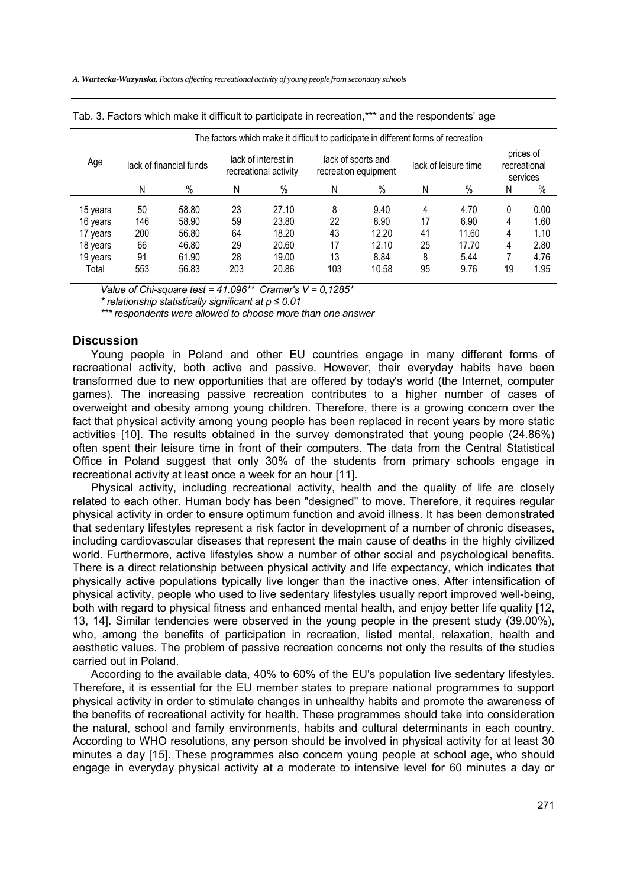Tab. 3. Factors which make it difficult to participate in recreation,*** and the respondents' age

| Age | The factors which make it difficult to participate in different forms of recreation | | | | | | | | | |
|---|---|---|---|---|---|---|---|---|---|---|
| | lack of financial funds | | lack of interest in recreational activity | | lack of sports and recreation equipment | | lack of leisure time | | prices of recreational services | |
| | N | % | N | % | N | % | N | % | N | % |
| 15 years | 50 | 58.80 | 23 | 27.10 | 8 | 9.40 | 4 | 4.70 | 0 | 0.00 |
| 16 years | 146 | 58.90 | 59 | 23.80 | 22 | 8.90 | 17 | 6.90 | 4 | 1.60 |
| 17 years | 200 | 56.80 | 64 | 18.20 | 43 | 12.20 | 41 | 11.60 | 4 | 1.10 |
| 18 years | 66 | 46.80 | 29 | 20.60 | 17 | 12.10 | 25 | 17.70 | 4 | 2.80 |
| 19 years | 91 | 61.90 | 28 | 19.00 | 13 | 8.84 | 8 | 5.44 | 7 | 4.76 |
| Total | 553 | 56.83 | 203 | 20.86 | 103 | 10.58 | 95 | 9.76 | 19 | 1.95 |

*Value of Chi-square test = 41.096** Cramer's V = 0,1285**

*\* relationship statistically significant at $p \leq 0.01$*

*\*\*\* respondents were allowed to choose more than one answer*

## Discussion

Young people in Poland and other EU countries engage in many different forms of recreational activity, both active and passive. However, their everyday habits have been transformed due to new opportunities that are offered by today's world (the Internet, computer games). The increasing passive recreation contributes to a higher number of cases of overweight and obesity among young children. Therefore, there is a growing concern over the fact that physical activity among young people has been replaced in recent years by more static activities [10]. The results obtained in the survey demonstrated that young people (24.86%) often spent their leisure time in front of their computers. The data from the Central Statistical Office in Poland suggest that only 30% of the students from primary schools engage in recreational activity at least once a week for an hour [11].

Physical activity, including recreational activity, health and the quality of life are closely related to each other. Human body has been "designed" to move. Therefore, it requires regular physical activity in order to ensure optimum function and avoid illness. It has been demonstrated that sedentary lifestyles represent a risk factor in development of a number of chronic diseases, including cardiovascular diseases that represent the main cause of deaths in the highly civilized world. Furthermore, active lifestyles show a number of other social and psychological benefits. There is a direct relationship between physical activity and life expectancy, which indicates that physically active populations typically live longer than the inactive ones. After intensification of physical activity, people who used to live sedentary lifestyles usually report improved well-being, both with regard to physical fitness and enhanced mental health, and enjoy better life quality [12, 13, 14]. Similar tendencies were observed in the young people in the present study (39.00%), who, among the benefits of participation in recreation, listed mental, relaxation, health and aesthetic values. The problem of passive recreation concerns not only the results of the studies carried out in Poland.

According to the available data, 40% to 60% of the EU's population live sedentary lifestyles. Therefore, it is essential for the EU member states to prepare national programmes to support physical activity in order to stimulate changes in unhealthy habits and promote the awareness of the benefits of recreational activity for health. These programmes should take into consideration the natural, school and family environments, habits and cultural determinants in each country. According to WHO resolutions, any person should be involved in physical activity for at least 30 minutes a day [15]. These programmes also concern young people at school age, who should engage in everyday physical activity at a moderate to intensive level for 60 minutes a day or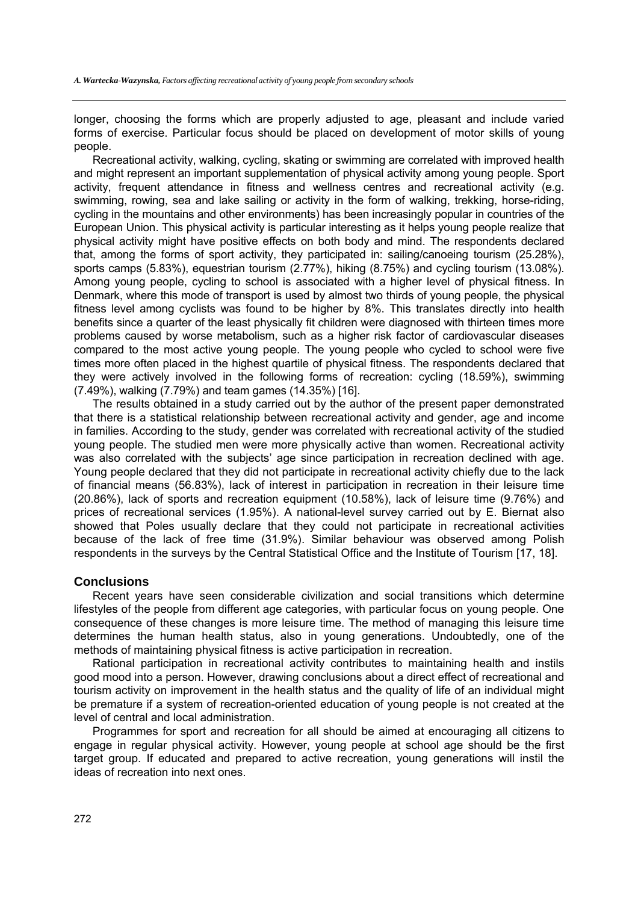longer, choosing the forms which are properly adjusted to age, pleasant and include varied forms of exercise. Particular focus should be placed on development of motor skills of young people.

Recreational activity, walking, cycling, skating or swimming are correlated with improved health and might represent an important supplementation of physical activity among young people. Sport activity, frequent attendance in fitness and wellness centres and recreational activity (e.g. swimming, rowing, sea and lake sailing or activity in the form of walking, trekking, horse-riding, cycling in the mountains and other environments) has been increasingly popular in countries of the European Union. This physical activity is particular interesting as it helps young people realize that physical activity might have positive effects on both body and mind. The respondents declared that, among the forms of sport activity, they participated in: sailing/canoeing tourism (25.28%), sports camps (5.83%), equestrian tourism (2.77%), hiking (8.75%) and cycling tourism (13.08%). Among young people, cycling to school is associated with a higher level of physical fitness. In Denmark, where this mode of transport is used by almost two thirds of young people, the physical fitness level among cyclists was found to be higher by 8%. This translates directly into health benefits since a quarter of the least physically fit children were diagnosed with thirteen times more problems caused by worse metabolism, such as a higher risk factor of cardiovascular diseases compared to the most active young people. The young people who cycled to school were five times more often placed in the highest quartile of physical fitness. The respondents declared that they were actively involved in the following forms of recreation: cycling (18.59%), swimming (7.49%), walking (7.79%) and team games (14.35%) [16].

The results obtained in a study carried out by the author of the present paper demonstrated that there is a statistical relationship between recreational activity and gender, age and income in families. According to the study, gender was correlated with recreational activity of the studied young people. The studied men were more physically active than women. Recreational activity was also correlated with the subjects' age since participation in recreation declined with age. Young people declared that they did not participate in recreational activity chiefly due to the lack of financial means (56.83%), lack of interest in participation in recreation in their leisure time (20.86%), lack of sports and recreation equipment (10.58%), lack of leisure time (9.76%) and prices of recreational services (1.95%). A national-level survey carried out by E. Biernat also showed that Poles usually declare that they could not participate in recreational activities because of the lack of free time (31.9%). Similar behaviour was observed among Polish respondents in the surveys by the Central Statistical Office and the Institute of Tourism [17, 18].

## Conclusions

Recent years have seen considerable civilization and social transitions which determine lifestyles of the people from different age categories, with particular focus on young people. One consequence of these changes is more leisure time. The method of managing this leisure time determines the human health status, also in young generations. Undoubtedly, one of the methods of maintaining physical fitness is active participation in recreation.

Rational participation in recreational activity contributes to maintaining health and instils good mood into a person. However, drawing conclusions about a direct effect of recreational and tourism activity on improvement in the health status and the quality of life of an individual might be premature if a system of recreation-oriented education of young people is not created at the level of central and local administration.

Programmes for sport and recreation for all should be aimed at encouraging all citizens to engage in regular physical activity. However, young people at school age should be the first target group. If educated and prepared to active recreation, young generations will instil the ideas of recreation into next ones.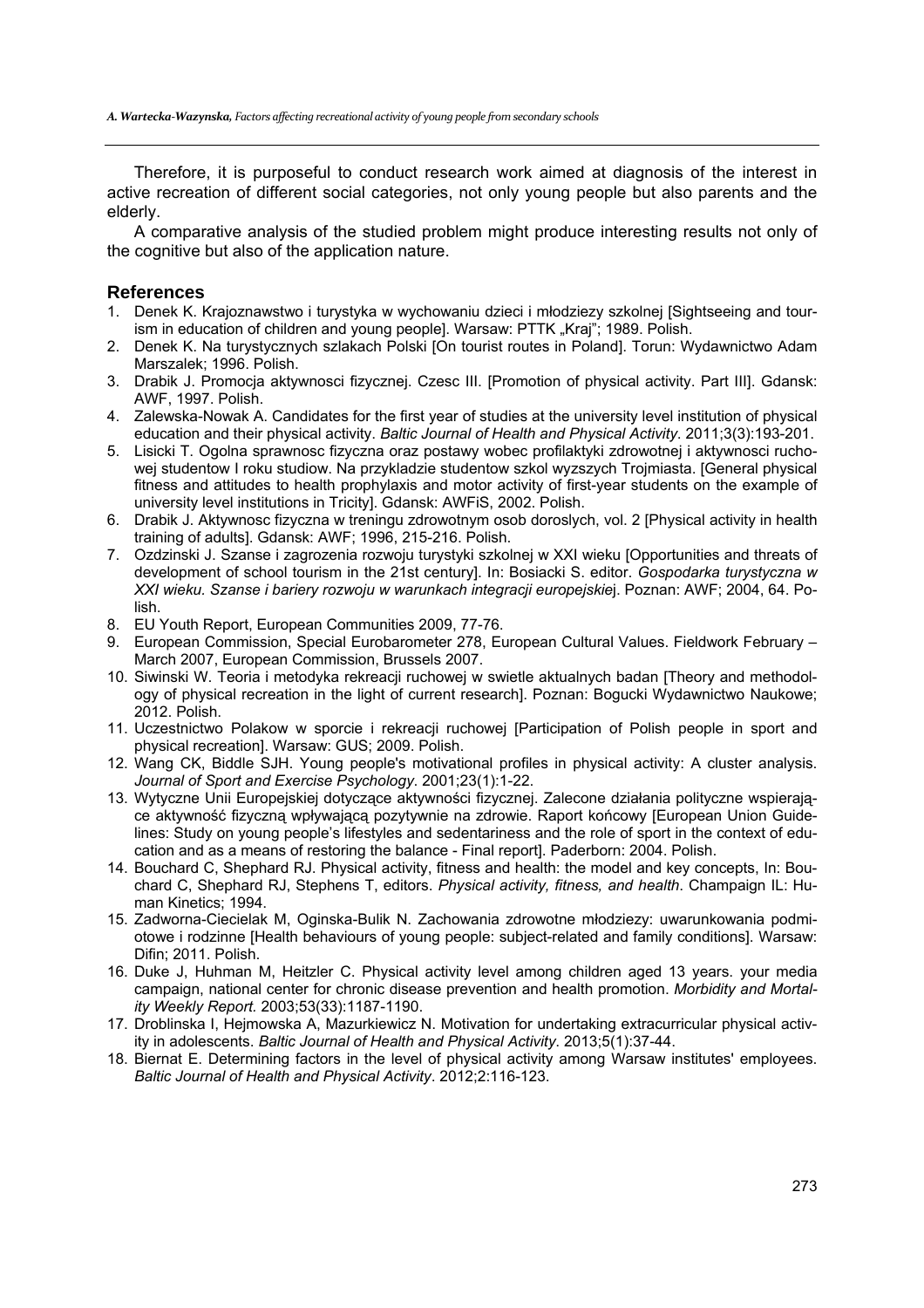Therefore, it is purposeful to conduct research work aimed at diagnosis of the interest in active recreation of different social categories, not only young people but also parents and the elderly.

A comparative analysis of the studied problem might produce interesting results not only of the cognitive but also of the application nature.

## References

1. Denek K. Krajoznawstwo i turystyka w wychowaniu dzieci i młodziezy szkolnej [Sightseeing and tourism in education of children and young people]. Warsaw: PTTK „Kraj"; 1989. Polish.
2. Denek K. Na turystycznych szlakach Polski [On tourist routes in Poland]. Torun: Wydawnictwo Adam Marszalek; 1996. Polish.
3. Drabik J. Promocja aktywnosci fizycznej. Czesc III. [Promotion of physical activity. Part III]. Gdansk: AWF, 1997. Polish.
4. Zalewska-Nowak A. Candidates for the first year of studies at the university level institution of physical education and their physical activity. *Baltic Journal of Health and Physical Activity*. 2011;3(3):193-201.
5. Lisicki T. Ogolna sprawnosc fizyczna oraz postawy wobec profilaktyki zdrowotnej i aktywnosci ruchowej studentow I roku studiow. Na przykladzie studentow szkol wyzszych Trojmiasta. [General physical fitness and attitudes to health prophylaxis and motor activity of first-year students on the example of university level institutions in Tricity]. Gdansk: AWFiS, 2002. Polish.
6. Drabik J. Aktywnosc fizyczna w treningu zdrowotnym osob doroslych, vol. 2 [Physical activity in health training of adults]. Gdansk: AWF; 1996, 215-216. Polish.
7. Ozdzinski J. Szanse i zagrozenia rozwoju turystyki szkolnej w XXI wieku [Opportunities and threats of development of school tourism in the 21st century]. In: Bosiacki S. editor. *Gospodarka turystyczna w XXI wieku. Szanse i bariery rozwoju w warunkach integracji europejskie*j. Poznan: AWF; 2004, 64. Polish.
8. EU Youth Report, European Communities 2009, 77-76.
9. European Commission, Special Eurobarometer 278, European Cultural Values. Fieldwork February – March 2007, European Commission, Brussels 2007.
10. Siwinski W. Teoria i metodyka rekreacji ruchowej w swietle aktualnych badan [Theory and methodology of physical recreation in the light of current research]. Poznan: Bogucki Wydawnictwo Naukowe; 2012. Polish.
11. Uczestnictwo Polakow w sporcie i rekreacji ruchowej [Participation of Polish people in sport and physical recreation]. Warsaw: GUS; 2009. Polish.
12. Wang CK, Biddle SJH. Young people's motivational profiles in physical activity: A cluster analysis. *Journal of Sport and Exercise Psychology*. 2001;23(1):1-22.
13. Wytyczne Unii Europejskiej dotyczące aktywności fizycznej. Zalecone działania polityczne wspierające aktywność fizyczną wpływającą pozytywnie na zdrowie. Raport końcowy [European Union Guidelines: Study on young people's lifestyles and sedentariness and the role of sport in the context of education and as a means of restoring the balance - Final report]. Paderborn: 2004. Polish.
14. Bouchard C, Shephard RJ. Physical activity, fitness and health: the model and key concepts, In: Bouchard C, Shephard RJ, Stephens T, editors. *Physical activity, fitness, and health*. Champaign IL: Human Kinetics; 1994.
15. Zadworna-Ciecielak M, Oginska-Bulik N. Zachowania zdrowotne młodziezy: uwarunkowania podmiotowe i rodzinne [Health behaviours of young people: subject-related and family conditions]. Warsaw: Difin; 2011. Polish.
16. Duke J, Huhman M, Heitzler C. Physical activity level among children aged 13 years. your media campaign, national center for chronic disease prevention and health promotion. *Morbidity and Mortality Weekly Report.* 2003;53(33):1187-1190.
17. Droblinska I, Hejmowska A, Mazurkiewicz N. Motivation for undertaking extracurricular physical activity in adolescents. *Baltic Journal of Health and Physical Activity*. 2013;5(1):37-44.
18. Biernat E. Determining factors in the level of physical activity among Warsaw institutes' employees. *Baltic Journal of Health and Physical Activity*. 2012;2:116-123.